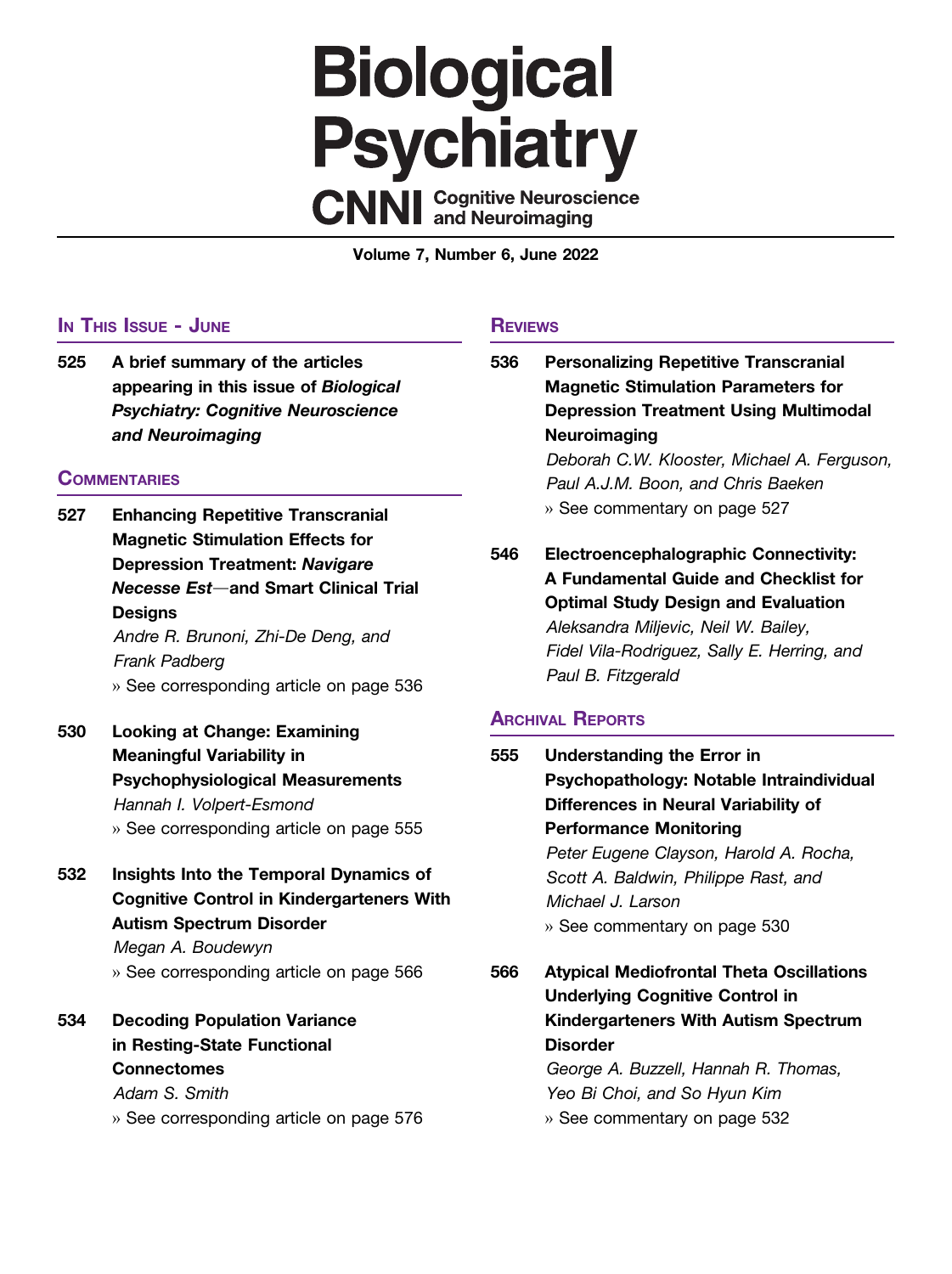# Biological Psychiatry

## CNNI Cognitive Neuroscience and Neuroimaging

Volume 7, Number 6, June 2022

### In This Issue - June

**525** **A brief summary of the articles appearing in this issue of *Biological Psychiatry: Cognitive Neuroscience and Neuroimaging***

### Commentaries

**527** **Enhancing Repetitive Transcranial Magnetic Stimulation Effects for Depression Treatment: *Navigare Necese Est*—and Smart Clinical Trial Designs**
*Andre R. Brunoni, Zhi-De Deng, and Frank Padberg*
» See corresponding article on page 536

**530** **Looking at Change: Examining Meaningful Variability in Psychophysiological Measurements**
*Hannah I. Volpert-Esmond*
» See corresponding article on page 555

**532** **Insights Into the Temporal Dynamics of Cognitive Control in Kindergarteners With Autism Spectrum Disorder**
*Megan A. Boudewyn*
» See corresponding article on page 566

**534** **Decoding Population Variance in Resting-State Functional Connectomes**
*Adam S. Smith*
» See corresponding article on page 576

### Reviews

**536** **Personalizing Repetitive Transcranial Magnetic Stimulation Parameters for Depression Treatment Using Multimodal Neuroimaging**
*Deborah C.W. Klooster, Michael A. Ferguson, Paul A.J.M. Boon, and Chris Baeken*
» See commentary on page 527

**546** **Electroencephalographic Connectivity: A Fundamental Guide and Checklist for Optimal Study Design and Evaluation**
*Aleksandra Miljevic, Neil W. Bailey, Fidel Vila-Rodriguez, Sally E. Herring, and Paul B. Fitzgerald*

### Archival Reports

**555** **Understanding the Error in Psychopathology: Notable Intraindividual Differences in Neural Variability of Performance Monitoring**
*Peter Eugene Clayson, Harold A. Rocha, Scott A. Baldwin, Philippe Rast, and Michael J. Larson*
» See commentary on page 530

**566** **Atypical Mediofrontal Theta Oscillations Underlying Cognitive Control in Kindergarteners With Autism Spectrum Disorder**
*George A. Buzzell, Hannah R. Thomas, Yeo Bi Choi, and So Hyun Kim*
» See commentary on page 532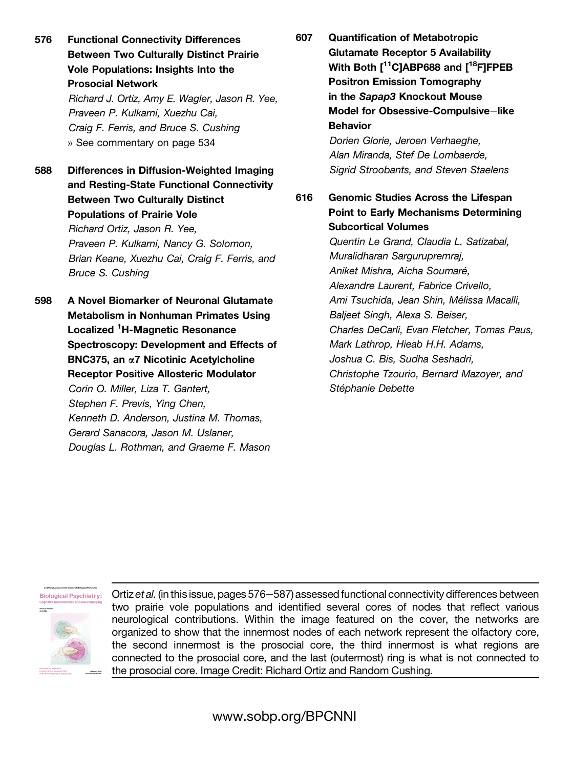**576 Functional Connectivity Differences Between Two Culturally Distinct Prairie Vole Populations: Insights Into the Prosocial Network**

*Richard J. Ortiz, Amy E. Wagler, Jason R. Yee, Praveen P. Kulkarni, Xuezhu Cai, Craig F. Ferris, and Bruce S. Cushing*

» See commentary on page 534

**588 Differences in Diffusion-Weighted Imaging and Resting-State Functional Connectivity Between Two Culturally Distinct Populations of Prairie Vole**

*Richard Ortiz, Jason R. Yee, Praveen P. Kulkarni, Nancy G. Solomon, Brian Keane, Xuezhu Cai, Craig F. Ferris, and Bruce S. Cushing*

**598 A Novel Biomarker of Neuronal Glutamate Metabolism in Nonhuman Primates Using Localized $^{1}$H-Magnetic Resonance Spectroscopy: Development and Effects of BNC375, an α7 Nicotinic Acetylcholine Receptor Positive Allosteric Modulator**

*Corin O. Miller, Liza T. Gantert, Stephen F. Previs, Ying Chen, Kenneth D. Anderson, Justina M. Thomas, Gerard Sanacora, Jason M. Uslaner, Douglas L. Rothman, and Graeme F. Mason*

**607 Quantification of Metabotropic Glutamate Receptor 5 Availability With Both [$^{11}$C]ABP688 and [$^{18}$F]FPEB Positron Emission Tomography in the *Sapap3* Knockout Mouse Model for Obsessive-Compulsive−like Behavior**

*Dorien Glorie, Jeroen Verhaeghe, Alan Miranda, Stef De Lombaerde, Sigrid Stroobants, and Steven Staelens*

**616 Genomic Studies Across the Lifespan Point to Early Mechanisms Determining Subcortical Volumes**

*Quentin Le Grand, Claudia L. Satizabal, Muralidharan Sargurupremraj, Aniket Mishra, Aicha Soumaré, Alexandre Laurent, Fabrice Crivello, Ami Tsuchida, Jean Shin, Mélissa Macalli, Baljeet Singh, Alexa S. Beiser, Charles DeCarli, Evan Fletcher, Tomas Paus, Mark Lathrop, Hieab H.H. Adams, Joshua C. Bis, Sudha Seshadri, Christophe Tzourio, Bernard Mazoyer, and Stéphanie Debette*

Ortiz *et al.* (in this issue, pages 576−587) assessed functional connectivity differences between two prairie vole populations and identified several cores of nodes that reflect various neurological contributions. Within the image featured on the cover, the networks are organized to show that the innermost nodes of each network represent the olfactory core, the second innermost is the prosocial core, the third innermost is what regions are connected to the prosocial core, and the last (outermost) ring is what is not connected to the prosocial core. Image Credit: Richard Ortiz and Random Cushing.

www.sobp.org/BPCNNI